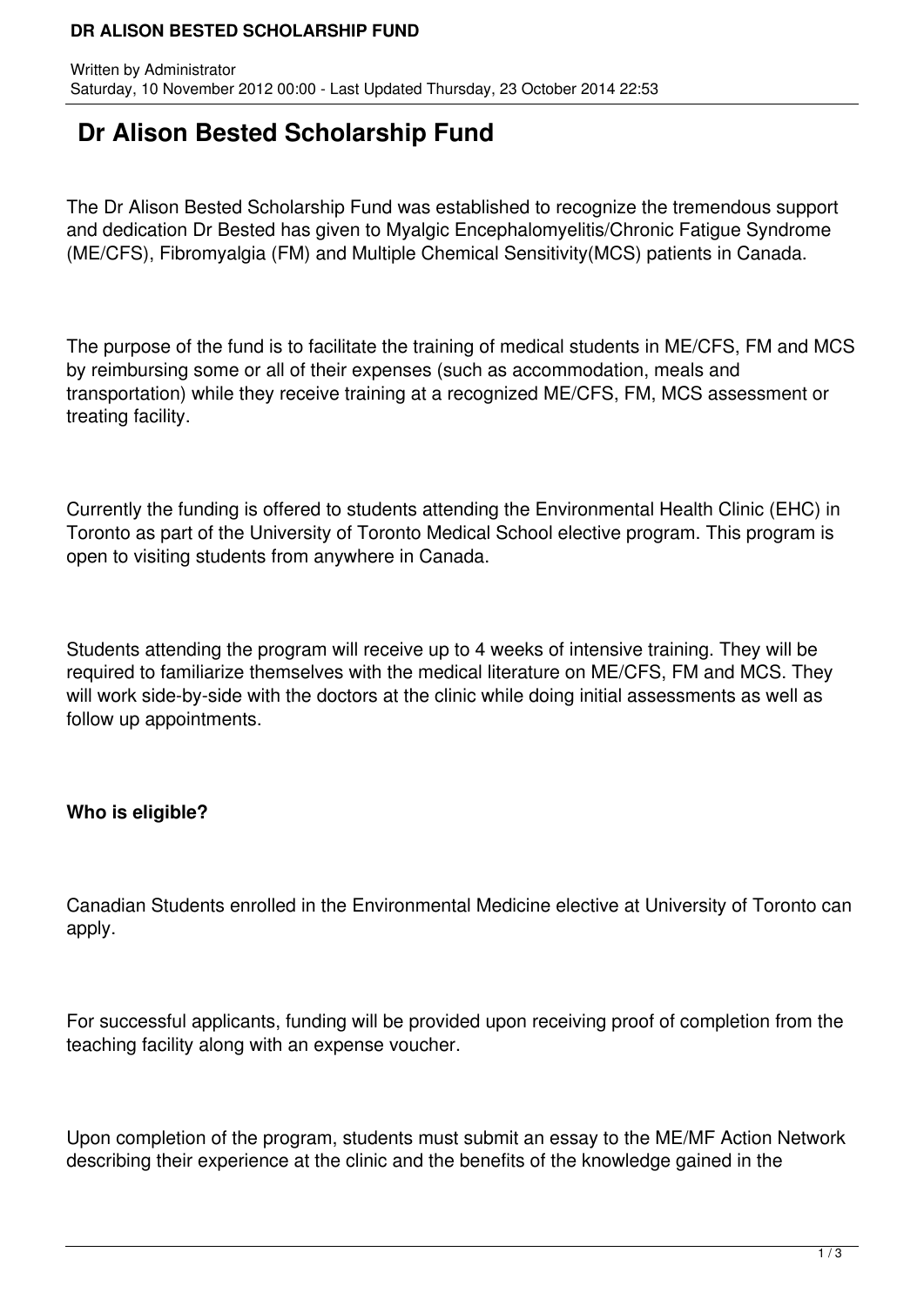# Dr Alison Bested Scholarship Fund

The Dr Alison Bested Scholarship Fund was established to recognize the tremendous support and dedication Dr Bested has given to Myalgic Encephalomyelitis/Chronic Fatigue Syndrome (ME/CFS), Fibromyalgia (FM) and Multiple Chemical Sensitivity(MCS) patients in Canada.

The purpose of the fund is to facilitate the training of medical students in ME/CFS, FM and MCS by reimbursing some or all of their expenses (such as accommodation, meals and transportation) while they receive training at a recognized ME/CFS, FM, MCS assessment or treating facility.

Currently the funding is offered to students attending the Environmental Health Clinic (EHC) in Toronto as part of the University of Toronto Medical School elective program. This program is open to visiting students from anywhere in Canada.

Students attending the program will receive up to 4 weeks of intensive training. They will be required to familiarize themselves with the medical literature on ME/CFS, FM and MCS. They will work side-by-side with the doctors at the clinic while doing initial assessments as well as follow up appointments.

**Who is eligible?**

Canadian Students enrolled in the Environmental Medicine elective at University of Toronto can apply.

For successful applicants, funding will be provided upon receiving proof of completion from the teaching facility along with an expense voucher.

Upon completion of the program, students must submit an essay to the ME/MF Action Network describing their experience at the clinic and the benefits of the knowledge gained in the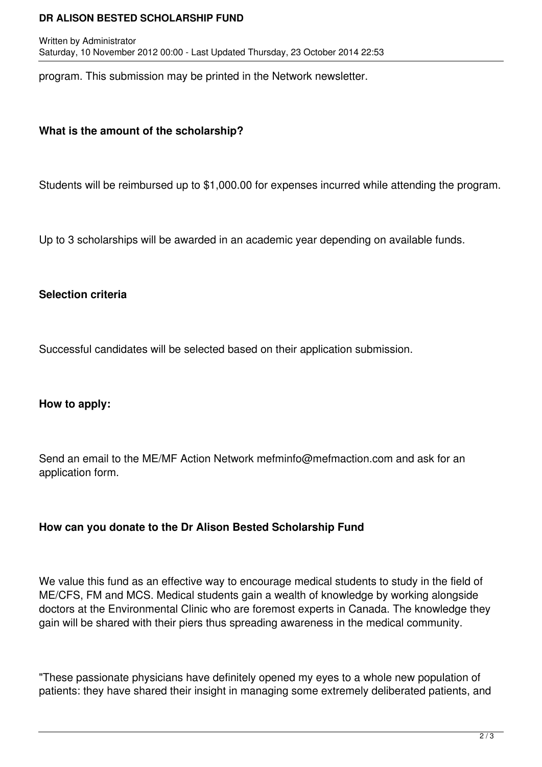program. This submission may be printed in the Network newsletter.

**What is the amount of the scholarship?**

Students will be reimbursed up to $1,000.00 for expenses incurred while attending the program.

Up to 3 scholarships will be awarded in an academic year depending on available funds.

**Selection criteria**

Successful candidates will be selected based on their application submission.

**How to apply:**

Send an email to the ME/MF Action Network mefminfo@mefmaction.com and ask for an application form.

**How can you donate to the Dr Alison Bested Scholarship Fund**

We value this fund as an effective way to encourage medical students to study in the field of ME/CFS, FM and MCS. Medical students gain a wealth of knowledge by working alongside doctors at the Environmental Clinic who are foremost experts in Canada. The knowledge they gain will be shared with their piers thus spreading awareness in the medical community.

"These passionate physicians have definitely opened my eyes to a whole new population of patients: they have shared their insight in managing some extremely deliberated patients, and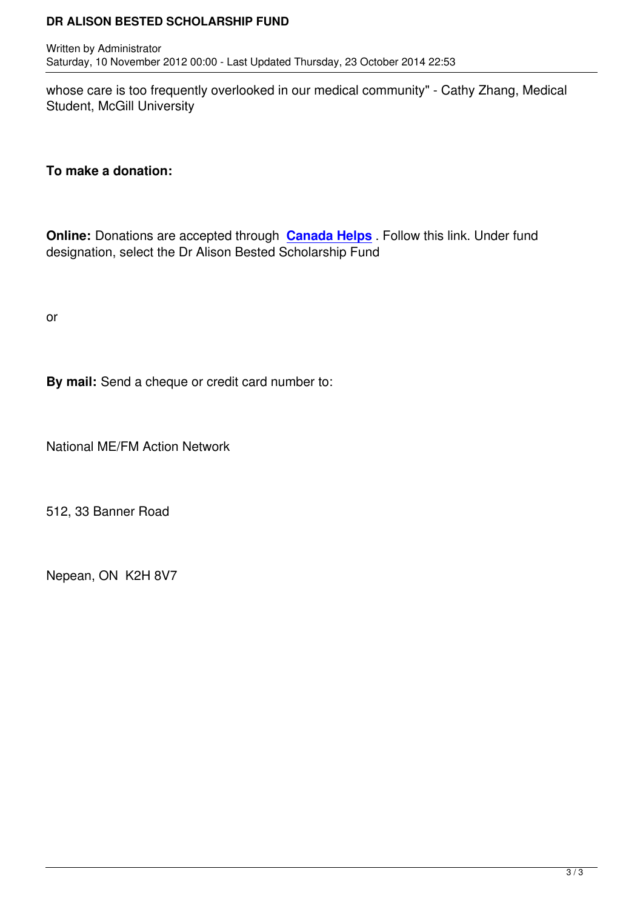whose care is too frequently overlooked in our medical community" - Cathy Zhang, Medical Student, McGill University

**To make a donation:**

**Online:** Donations are accepted through **Canada Helps** . Follow this link. Under fund designation, select the Dr Alison Bested Scholarship Fund

or

**By mail:** Send a cheque or credit card number to:

National ME/FM Action Network

512, 33 Banner Road

Nepean, ON K2H 8V7